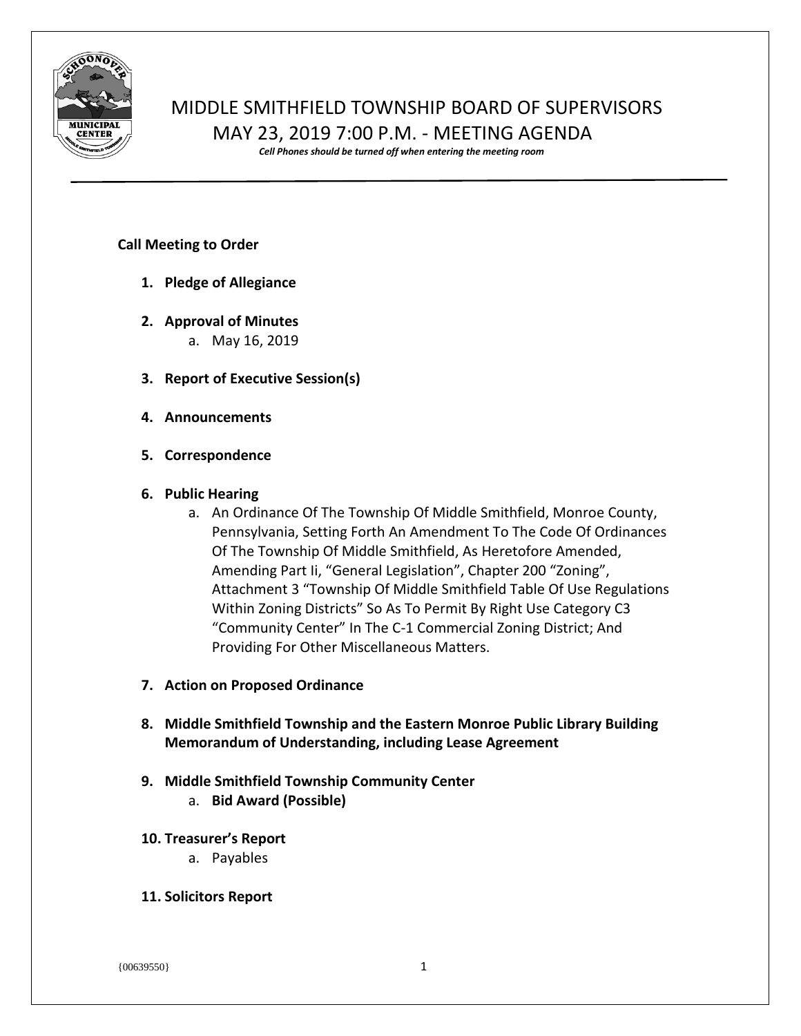# MIDDLE SMITHFIELD TOWNSHIP BOARD OF SUPERVISORS
## MAY 23, 2019 7:00 P.M. - MEETING AGENDA

*Cell Phones should be turned off when entering the meeting room*

**Call Meeting to Order**

1. **Pledge of Allegiance**

2. **Approval of Minutes**
   a. May 16, 2019

3. **Report of Executive Session(s)**

4. **Announcements**

5. **Correspondence**

6. **Public Hearing**
   a. An Ordinance Of The Township Of Middle Smithfield, Monroe County, Pennsylvania, Setting Forth An Amendment To The Code Of Ordinances Of The Township Of Middle Smithfield, As Heretofore Amended, Amending Part Ii, "General Legislation", Chapter 200 "Zoning", Attachment 3 "Township Of Middle Smithfield Table Of Use Regulations Within Zoning Districts" So As To Permit By Right Use Category C3 "Community Center" In The C-1 Commercial Zoning District; And Providing For Other Miscellaneous Matters.

7. **Action on Proposed Ordinance**

8. **Middle Smithfield Township and the Eastern Monroe Public Library Building Memorandum of Understanding, including Lease Agreement**

9. **Middle Smithfield Township Community Center**
   a. **Bid Award (Possible)**

10. **Treasurer's Report**
    a. Payables

11. **Solicitors Report**

{00639550}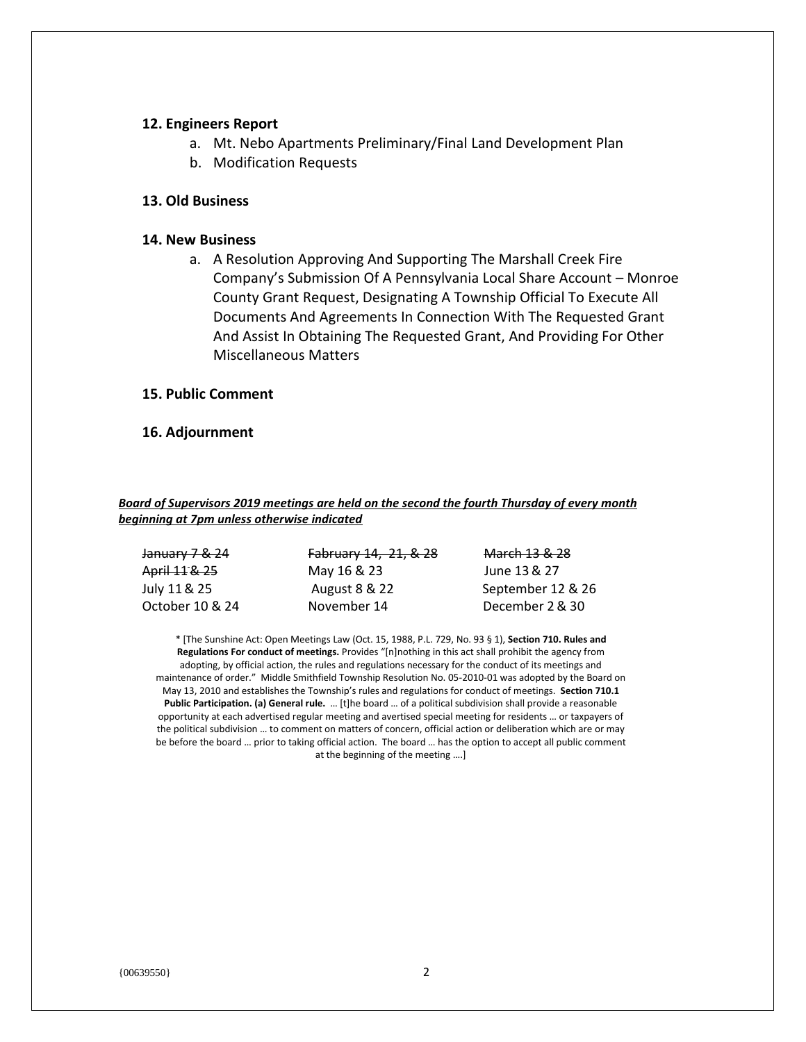**12. Engineers Report**

a. Mt. Nebo Apartments Preliminary/Final Land Development Plan
b. Modification Requests

**13. Old Business**

**14. New Business**

a. A Resolution Approving And Supporting The Marshall Creek Fire Company's Submission Of A Pennsylvania Local Share Account – Monroe County Grant Request, Designating A Township Official To Execute All Documents And Agreements In Connection With The Requested Grant And Assist In Obtaining The Requested Grant, And Providing For Other Miscellaneous Matters

**15. Public Comment**

**16. Adjournment**

***Board of Supervisors 2019 meetings are held on the second the fourth Thursday of every month beginning at 7pm unless otherwise indicated***

| | | |
|---|---|---|
| ~~January 7 & 24~~ | ~~Fabruary 14, 21, & 28~~ | ~~March 13 & 28~~ |
| ~~April 11 & 25~~ | May 16 & 23 | June 13 & 27 |
| July 11 & 25 | August 8 & 22 | September 12 & 26 |
| October 10 & 24 | November 14 | December 2 & 30 |

* [The Sunshine Act: Open Meetings Law (Oct. 15, 1988, P.L. 729, No. 93 § 1), **Section 710. Rules and Regulations For conduct of meetings.** Provides "[n]othing in this act shall prohibit the agency from adopting, by official action, the rules and regulations necessary for the conduct of its meetings and maintenance of order." Middle Smithfield Township Resolution No. 05-2010-01 was adopted by the Board on May 13, 2010 and establishes the Township's rules and regulations for conduct of meetings. **Section 710.1 Public Participation. (a) General rule.** … [t]he board … of a political subdivision shall provide a reasonable opportunity at each advertised regular meeting and avertised special meeting for residents … or taxpayers of the political subdivision … to comment on matters of concern, official action or deliberation which are or may be before the board … prior to taking official action. The board … has the option to accept all public comment at the beginning of the meeting ….]

{00639550}